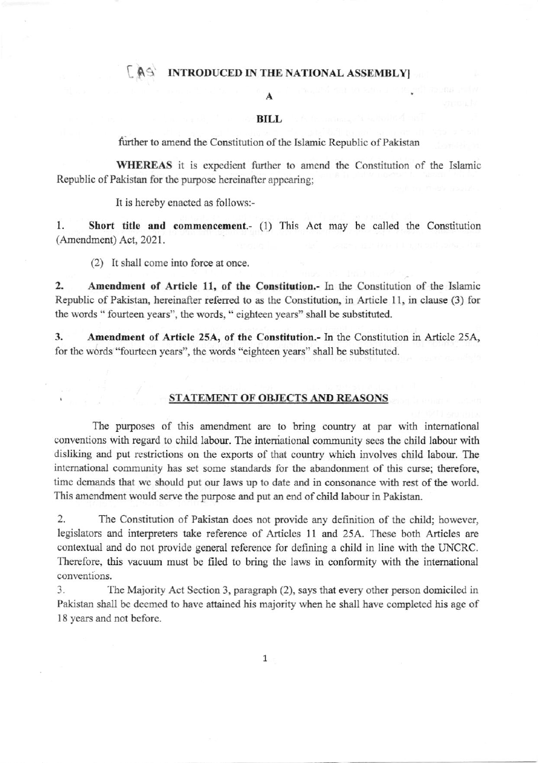**[AS INTRODUCED IN THE NATIONAL ASSEMBLY]**

**A**

**BILL**

further to amend the Constitution of the Islamic Republic of Pakistan

**WHEREAS** it is expedient further to amend the Constitution of the Islamic Republic of Pakistan for the purpose hereinafter appearing;

It is hereby enacted as follows:-

1. **Short title and commencement.**- (1) This Act may be called the Constitution (Amendment) Act, 2021.

   (2) It shall come into force at once.

2. **Amendment of Article 11, of the Constitution.**- In the Constitution of the Islamic Republic of Pakistan, hereinafter referred to as the Constitution, in Article 11, in clause (3) for the words " fourteen years", the words, " eighteen years" shall be substituted.

3. **Amendment of Article 25A, of the Constitution.**- In the Constitution in Article 25A, for the words "fourteen years", the words "eighteen years" shall be substituted.

## STATEMENT OF OBJECTS AND REASONS

The purposes of this amendment are to bring country at par with international conventions with regard to child labour. The international community sees the child labour with disliking and put restrictions on the exports of that country which involves child labour. The international community has set some standards for the abandonment of this curse; therefore, time demands that we should put our laws up to date and in consonance with rest of the world. This amendment would serve the purpose and put an end of child labour in Pakistan.

2. The Constitution of Pakistan does not provide any definition of the child; however, legislators and interpreters take reference of Articles 11 and 25A. These both Articles are contextual and do not provide general reference for defining a child in line with the UNCRC. Therefore, this vacuum must be filed to bring the laws in conformity with the international conventions.

3. The Majority Act Section 3, paragraph (2), says that every other person domiciled in Pakistan shall be deemed to have attained his majority when he shall have completed his age of 18 years and not before.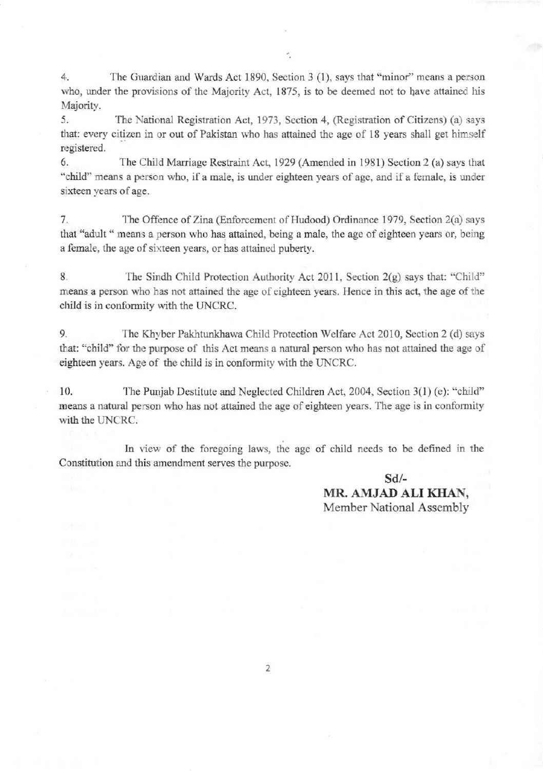4. The Guardian and Wards Act 1890, Section 3 (1), says that "minor" means a person who, under the provisions of the Majority Act, 1875, is to be deemed not to have attained his Majority.

5. The National Registration Act, 1973, Section 4, (Registration of Citizens) (a) says that: every citizen in or out of Pakistan who has attained the age of 18 years shall get himself registered.

6. The Child Marriage Restraint Act, 1929 (Amended in 1981) Section 2 (a) says that "child" means a person who, if a male, is under eighteen years of age, and if a female, is under sixteen years of age.

7. The Offence of Zina (Enforcement of Hudood) Ordinance 1979, Section 2(a) says that "adult " means a person who has attained, being a male, the age of eighteen years or, being a female, the age of sixteen years, or has attained puberty.

8. The Sindh Child Protection Authority Act 2011, Section 2(g) says that: "Child" means a person who has not attained the age of eighteen years. Hence in this act, the age of the child is in conformity with the UNCRC.

9. The Khyber Pakhtunkhawa Child Protection Welfare Act 2010, Section 2 (d) says that: "child" for the purpose of this Act means a natural person who has not attained the age of eighteen years. Age of the child is in conformity with the UNCRC.

10. The Punjab Destitute and Neglected Children Act, 2004, Section 3(1) (e): "child" means a natural person who has not attained the age of eighteen years. The age is in conformity with the UNCRC.

In view of the foregoing laws, the age of child needs to be defined in the Constitution and this amendment serves the purpose.

**Sd/-**
**MR. AMJAD ALI KHAN,**
Member National Assembly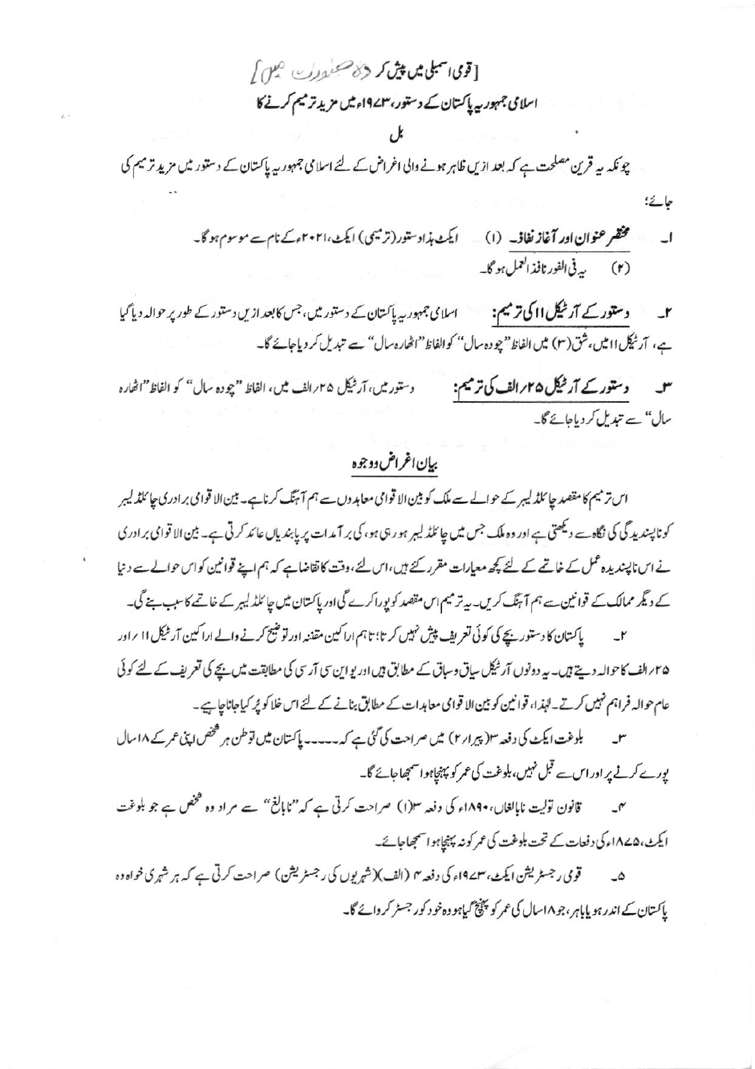[قومی اسمبلی میں پیش کردہ صورت میں]

# اسلامی جمہوریہ پاکستان کے دستور، ۱۹۷۳ء میں مزید ترمیم کرنے کا

## بل

چونکہ یہ قرین مصلحت ہے کہ بعد ازیں ظاہر ہونے والی اغراض کے لئے اسلامی جمہوریہ پاکستان کے دستور میں مزید ترمیم کی جائے؛

۱۔ **مختصر عنوان اور آغاز نفاذ۔** (۱) ایکٹ ہذا دستور (ترمیمی) ایکٹ، ۲۰۲۱ء کے نام سے موسوم ہو گا۔

(۲) یہ فی الفور نافذ العمل ہو گا۔

۲۔ **دستور کے آرٹیکل ۱۱ کی ترمیم:** اسلامی جمہوریہ پاکستان کے دستور میں، جس کا بعد ازیں دستور کے طور پر حوالہ دیا گیا ہے، آرٹیکل ۱۱ میں، شق (۳) میں الفاظ "چودہ سال" کو الفاظ "اٹھارہ سال" سے تبدیل کر دیا جائے گا۔

۳۔ **دستور کے آرٹیکل ۲۵/الف کی ترمیم:** دستور میں، آرٹیکل ۲۵/الف میں، الفاظ "چودہ سال" کو الفاظ "اٹھارہ سال" سے تبدیل کر دیا جائے گا۔

## بیان اغراض ووجوہ

اس ترمیم کا مقصد چائلڈ لیبر کے حوالے سے ملک کو بین الاقوامی معاہدوں سے ہم آہنگ کرنا ہے۔ بین الاقوامی برادری چائلڈ لیبر کو ناپسندیدگی کی نگاہ سے دیکھتی ہے اور وہ ملک جس میں چائلڈ لیبر ہو رہی ہو، کی برآمدات پر پابندیاں عائد کرتی ہے۔ بین الاقوامی برادری نے اس ناپسندیدہ عمل کے خاتمے کے لئے کچھ معیارات مقرر کئے ہیں، اس لئے، وقت کا تقاضا ہے کہ ہم اپنے قوانین کو اس حوالے سے دنیا کے دیگر ممالک کے قوانین سے ہم آہنگ کریں۔ یہ ترمیم اس مقصد کو پورا کرے گی اور پاکستان میں چائلڈ لیبر کے خاتمے کا سبب بنے گی۔

۲۔ پاکستان کا دستور بچے کی کوئی تعریف پیش نہیں کرتا؛ تاہم اراکین مقننہ اور توضیح کرنے والے اراکین آرٹیکل ۱۱/۳ اور ۲۵/الف کا حوالہ دیتے ہیں۔ یہ دونوں آرٹیکل سیاق وسباق کے مطابق ہیں اور یو این سی آر سی کی مطابقت میں بچے کی تعریف کے لئے کوئی عام حوالہ فراہم نہیں کرتے۔ لہٰذا، قوانین کو بین الاقوامی معاہدات کے مطابق بنانے کے لئے اس خلا کو پُر کیا جانا چاہیے۔

۳۔ بلوغت ایکٹ کی دفعہ ۳ (پیرا/۲) میں صراحت کی گئی ہے کہ۔۔۔۔۔ پاکستان میں تو طن ہر شخص اپنی عمر کے ۱۸ سال پورے کرنے پر اور اس سے قبل نہیں، بلوغت کی عمر کو پہنچا ہوا سمجھا جائے گا۔

۴۔ قانون تولیت نابالغان، ۱۸۹۰ء کی دفعہ ۳(۱) صراحت کرتی ہے کہ "نابالغ" سے مراد وہ شخص ہے جو بلوغت ایکٹ، ۱۸۷۵ء کی دفعات کے تحت بلوغت کی عمر کو نہ پہنچا ہوا سمجھا جائے۔

۵۔ قومی رجسٹریشن ایکٹ، ۱۹۷۳ء کی دفعہ ۴ (الف) (شہریوں کی رجسٹریشن) صراحت کرتی ہے کہ ہر شہری خواہ وہ پاکستان کے اندر ہو یا باہر، جو ۱۸ سال کی عمر کو پہنچ گیا ہو وہ خود کو رجسٹر کروائے گا۔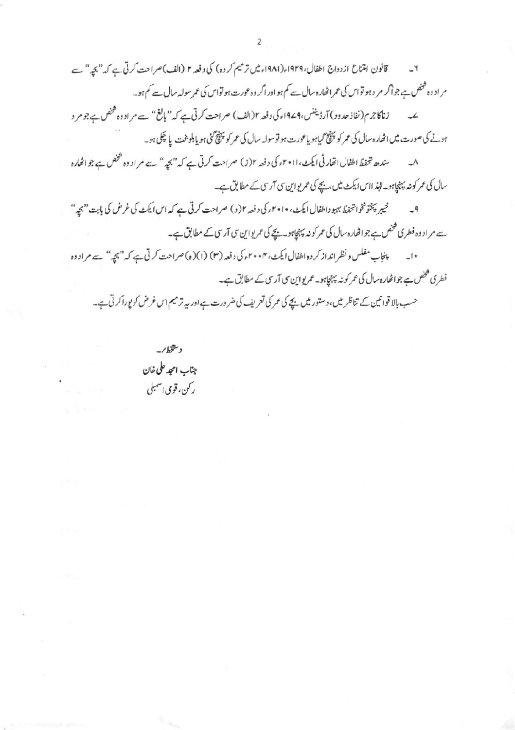۶۔ قانون امتناع ازدواج اطفال، ۱۹۲۹ء(۱۹۸۱ء میں ترمیم کردہ) کی دفعہ ۲ (الف) صراحت کرتی ہے کہ "بچہ" سے مراد وہ شخص ہے جو اگر مرد ہو تو اس کی عمر اٹھارہ سال سے کم ہو اور اگر وہ عورت ہو تو اس کی عمر سولہ سال سے کم ہو۔

۷۔ زنا کا جرم (نفاذ حدود) آرڈیننس، ۱۹۷۹ء کی دفعہ ۲ (الف) صراحت کرتی ہے کہ "بالغ" سے مراد وہ شخص ہے جو مرد ہونے کی صورت میں اٹھارہ سال کی عمر کو پہنچ گیا ہو یا عورت ہو تو سولہ سال کی عمر کو پہنچ گئی ہو یا بلوغت پا چکی ہو۔

۸۔ سندھ تحفظ اطفال اتھارٹی ایکٹ، ۲۰۱۱ء کی دفعہ ۲(ز) صراحت کرتی ہے کہ "بچہ" سے مراد وہ شخص ہے جو اٹھارہ سال کی عمر کو نہ پہنچا ہو۔ لہذا اس ایکٹ میں، بچے کی عمر یو این سی آر سی کے مطابق ہے۔

۹۔ خیبر پختونخوا تحفظ بہبود اطفال ایکٹ، ۲۰۱۰ء کی دفعہ ۲(د) صراحت کرتی ہے کہ اس ایکٹ کی غرض کی بابت "بچہ" سے مراد وہ فطری شخص ہے جو اٹھارہ سال کی عمر کو نہ پہنچا ہو۔ بچے کی عمر یو این سی آر سی کے مطابق ہے۔

۱۰۔ پنجاب مفلس و نظر انداز کردہ اطفال ایکٹ، ۲۰۰۴ء کی دفعہ (۳) (ا)(ہ) صراحت کرتی ہے کہ "بچہ" سے مراد وہ فطری شخص ہے جو اٹھارہ سال کی عمر کو نہ پہنچا ہو۔ عمر یو این سی آر سی کے مطابق ہے۔

حسب بالا قوانین کے تناظر میں، دستور میں بچے کی عمر کی تعریف کی ضرورت ہے اور یہ ترمیم اس غرض کو پورا کرتی ہے۔

دستخط/۔
جناب امجد علی خان
رکن، قومی اسمبلی